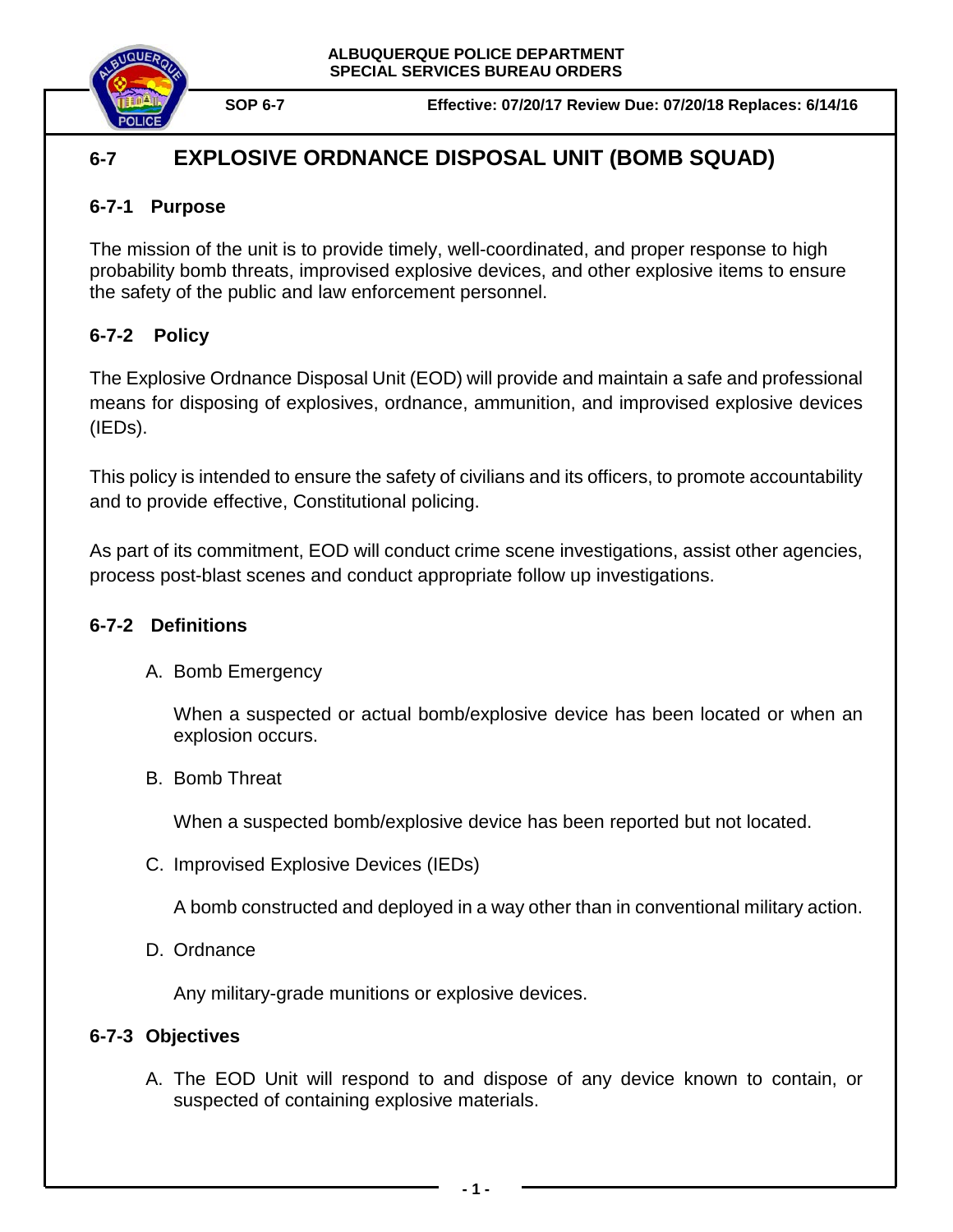**ALBUQUERQUE POLICE DEPARTMENT**
**SPECIAL SERVICES BUREAU ORDERS**

**SOP 6-7** **Effective: 07/20/17 Review Due: 07/20/18 Replaces: 6/14/16**

# 6-7 EXPLOSIVE ORDNANCE DISPOSAL UNIT (BOMB SQUAD)

## 6-7-1 Purpose

The mission of the unit is to provide timely, well-coordinated, and proper response to high probability bomb threats, improvised explosive devices, and other explosive items to ensure the safety of the public and law enforcement personnel.

## 6-7-2 Policy

The Explosive Ordnance Disposal Unit (EOD) will provide and maintain a safe and professional means for disposing of explosives, ordnance, ammunition, and improvised explosive devices (IEDs).

This policy is intended to ensure the safety of civilians and its officers, to promote accountability and to provide effective, Constitutional policing.

As part of its commitment, EOD will conduct crime scene investigations, assist other agencies, process post-blast scenes and conduct appropriate follow up investigations.

## 6-7-2 Definitions

A. Bomb Emergency

   When a suspected or actual bomb/explosive device has been located or when an explosion occurs.

B. Bomb Threat

   When a suspected bomb/explosive device has been reported but not located.

C. Improvised Explosive Devices (IEDs)

   A bomb constructed and deployed in a way other than in conventional military action.

D. Ordnance

   Any military-grade munitions or explosive devices.

## 6-7-3 Objectives

A. The EOD Unit will respond to and dispose of any device known to contain, or suspected of containing explosive materials.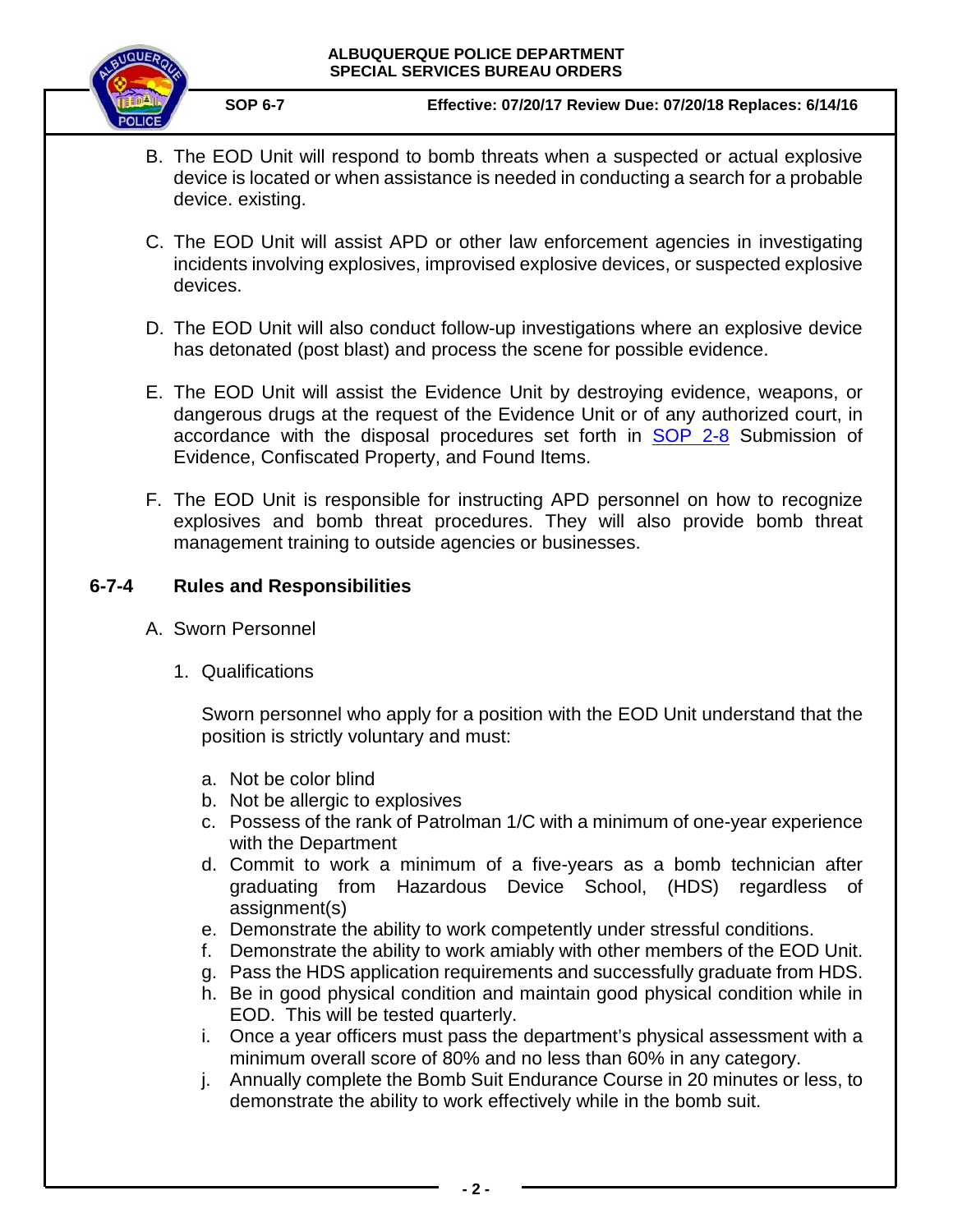B. The EOD Unit will respond to bomb threats when a suspected or actual explosive device is located or when assistance is needed in conducting a search for a probable device. existing.

C. The EOD Unit will assist APD or other law enforcement agencies in investigating incidents involving explosives, improvised explosive devices, or suspected explosive devices.

D. The EOD Unit will also conduct follow-up investigations where an explosive device has detonated (post blast) and process the scene for possible evidence.

E. The EOD Unit will assist the Evidence Unit by destroying evidence, weapons, or dangerous drugs at the request of the Evidence Unit or of any authorized court, in accordance with the disposal procedures set forth in SOP 2-8 Submission of Evidence, Confiscated Property, and Found Items.

F. The EOD Unit is responsible for instructing APD personnel on how to recognize explosives and bomb threat procedures. They will also provide bomb threat management training to outside agencies or businesses.

## 6-7-4 Rules and Responsibilities

A. Sworn Personnel

1. Qualifications

   Sworn personnel who apply for a position with the EOD Unit understand that the position is strictly voluntary and must:

   a. Not be color blind
   b. Not be allergic to explosives
   c. Possess of the rank of Patrolman 1/C with a minimum of one-year experience with the Department
   d. Commit to work a minimum of a five-years as a bomb technician after graduating from Hazardous Device School, (HDS) regardless of assignment(s)
   e. Demonstrate the ability to work competently under stressful conditions.
   f. Demonstrate the ability to work amiably with other members of the EOD Unit.
   g. Pass the HDS application requirements and successfully graduate from HDS.
   h. Be in good physical condition and maintain good physical condition while in EOD. This will be tested quarterly.
   i. Once a year officers must pass the department's physical assessment with a minimum overall score of 80% and no less than 60% in any category.
   j. Annually complete the Bomb Suit Endurance Course in 20 minutes or less, to demonstrate the ability to work effectively while in the bomb suit.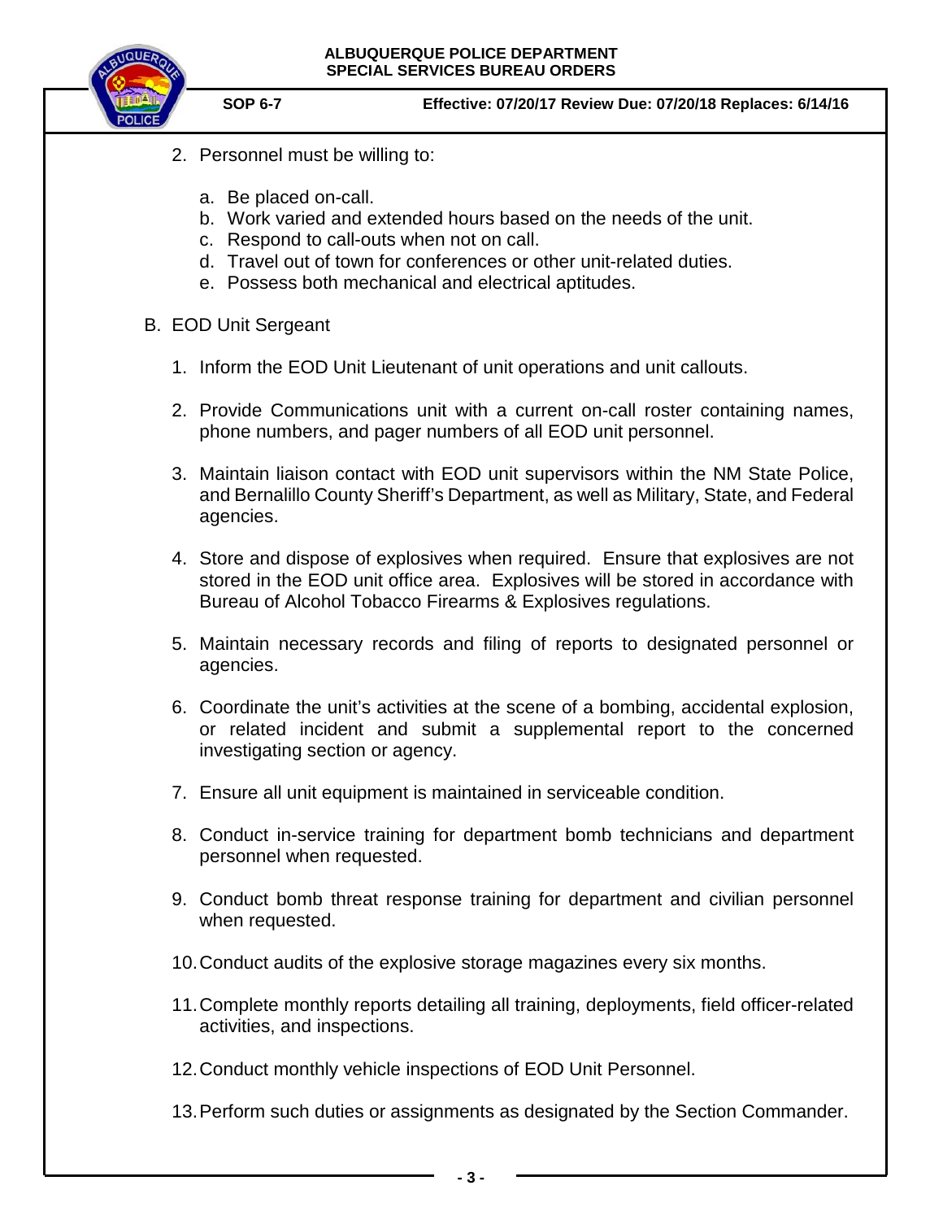2. Personnel must be willing to:

   a. Be placed on-call.
   b. Work varied and extended hours based on the needs of the unit.
   c. Respond to call-outs when not on call.
   d. Travel out of town for conferences or other unit-related duties.
   e. Possess both mechanical and electrical aptitudes.

B. EOD Unit Sergeant

   1. Inform the EOD Unit Lieutenant of unit operations and unit callouts.

   2. Provide Communications unit with a current on-call roster containing names, phone numbers, and pager numbers of all EOD unit personnel.

   3. Maintain liaison contact with EOD unit supervisors within the NM State Police, and Bernalillo County Sheriff's Department, as well as Military, State, and Federal agencies.

   4. Store and dispose of explosives when required. Ensure that explosives are not stored in the EOD unit office area. Explosives will be stored in accordance with Bureau of Alcohol Tobacco Firearms & Explosives regulations.

   5. Maintain necessary records and filing of reports to designated personnel or agencies.

   6. Coordinate the unit's activities at the scene of a bombing, accidental explosion, or related incident and submit a supplemental report to the concerned investigating section or agency.

   7. Ensure all unit equipment is maintained in serviceable condition.

   8. Conduct in-service training for department bomb technicians and department personnel when requested.

   9. Conduct bomb threat response training for department and civilian personnel when requested.

   10. Conduct audits of the explosive storage magazines every six months.

   11. Complete monthly reports detailing all training, deployments, field officer-related activities, and inspections.

   12. Conduct monthly vehicle inspections of EOD Unit Personnel.

   13. Perform such duties or assignments as designated by the Section Commander.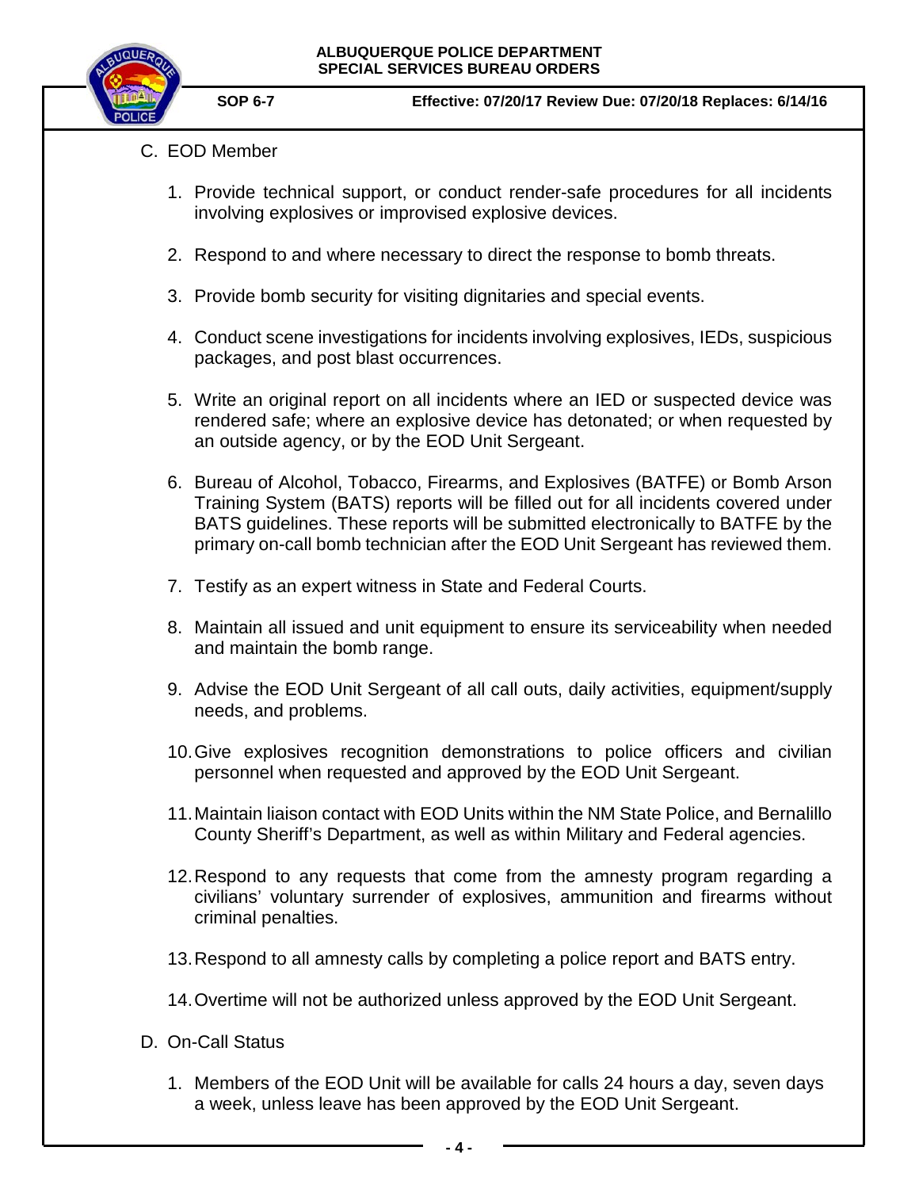C. EOD Member

1. Provide technical support, or conduct render-safe procedures for all incidents involving explosives or improvised explosive devices.

2. Respond to and where necessary to direct the response to bomb threats.

3. Provide bomb security for visiting dignitaries and special events.

4. Conduct scene investigations for incidents involving explosives, IEDs, suspicious packages, and post blast occurrences.

5. Write an original report on all incidents where an IED or suspected device was rendered safe; where an explosive device has detonated; or when requested by an outside agency, or by the EOD Unit Sergeant.

6. Bureau of Alcohol, Tobacco, Firearms, and Explosives (BATFE) or Bomb Arson Training System (BATS) reports will be filled out for all incidents covered under BATS guidelines. These reports will be submitted electronically to BATFE by the primary on-call bomb technician after the EOD Unit Sergeant has reviewed them.

7. Testify as an expert witness in State and Federal Courts.

8. Maintain all issued and unit equipment to ensure its serviceability when needed and maintain the bomb range.

9. Advise the EOD Unit Sergeant of all call outs, daily activities, equipment/supply needs, and problems.

10. Give explosives recognition demonstrations to police officers and civilian personnel when requested and approved by the EOD Unit Sergeant.

11. Maintain liaison contact with EOD Units within the NM State Police, and Bernalillo County Sheriff's Department, as well as within Military and Federal agencies.

12. Respond to any requests that come from the amnesty program regarding a civilians' voluntary surrender of explosives, ammunition and firearms without criminal penalties.

13. Respond to all amnesty calls by completing a police report and BATS entry.

14. Overtime will not be authorized unless approved by the EOD Unit Sergeant.

D. On-Call Status

1. Members of the EOD Unit will be available for calls 24 hours a day, seven days a week, unless leave has been approved by the EOD Unit Sergeant.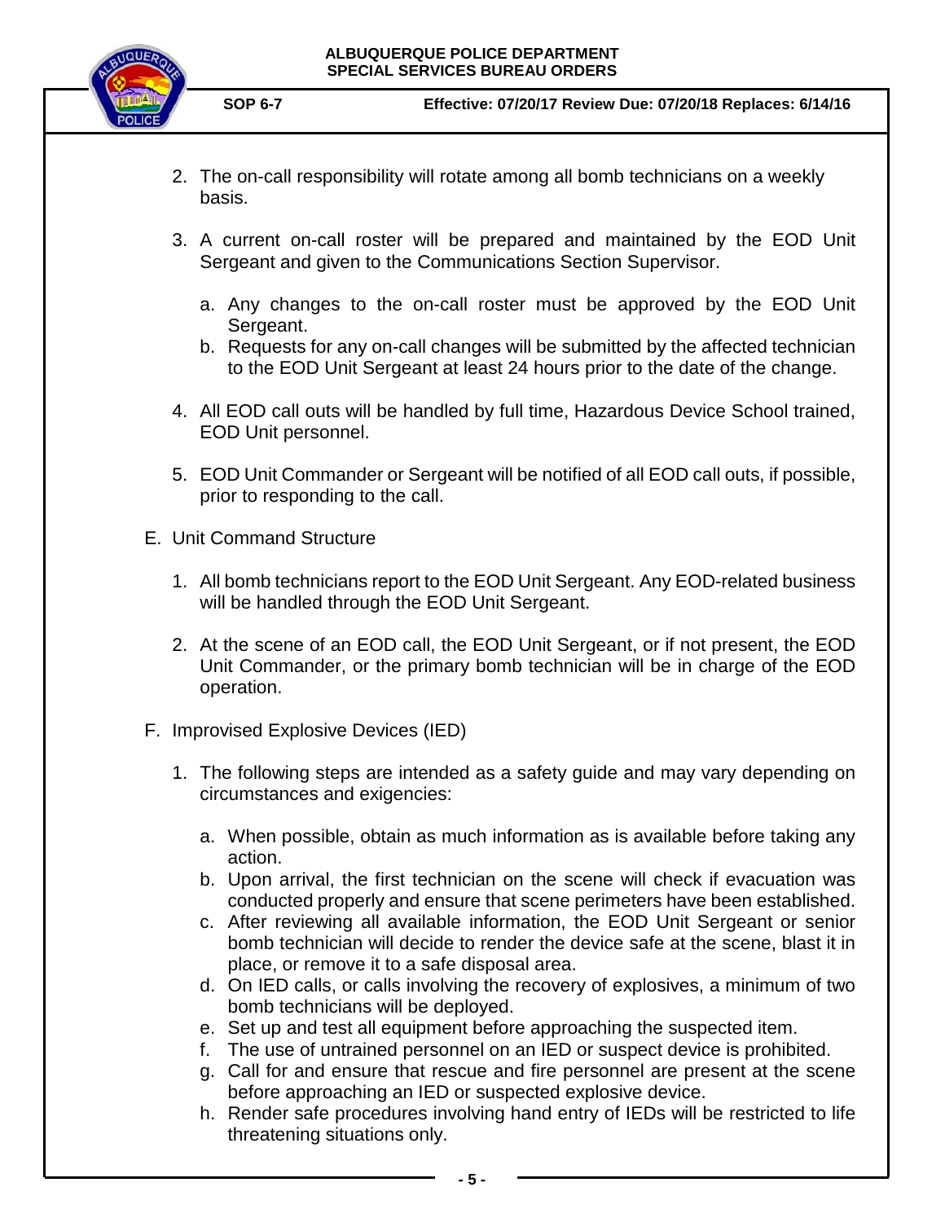2. The on-call responsibility will rotate among all bomb technicians on a weekly basis.

3. A current on-call roster will be prepared and maintained by the EOD Unit Sergeant and given to the Communications Section Supervisor.

   a. Any changes to the on-call roster must be approved by the EOD Unit Sergeant.
   b. Requests for any on-call changes will be submitted by the affected technician to the EOD Unit Sergeant at least 24 hours prior to the date of the change.

4. All EOD call outs will be handled by full time, Hazardous Device School trained, EOD Unit personnel.

5. EOD Unit Commander or Sergeant will be notified of all EOD call outs, if possible, prior to responding to the call.

E. Unit Command Structure

1. All bomb technicians report to the EOD Unit Sergeant. Any EOD-related business will be handled through the EOD Unit Sergeant.

2. At the scene of an EOD call, the EOD Unit Sergeant, or if not present, the EOD Unit Commander, or the primary bomb technician will be in charge of the EOD operation.

F. Improvised Explosive Devices (IED)

1. The following steps are intended as a safety guide and may vary depending on circumstances and exigencies:

   a. When possible, obtain as much information as is available before taking any action.
   b. Upon arrival, the first technician on the scene will check if evacuation was conducted properly and ensure that scene perimeters have been established.
   c. After reviewing all available information, the EOD Unit Sergeant or senior bomb technician will decide to render the device safe at the scene, blast it in place, or remove it to a safe disposal area.
   d. On IED calls, or calls involving the recovery of explosives, a minimum of two bomb technicians will be deployed.
   e. Set up and test all equipment before approaching the suspected item.
   f. The use of untrained personnel on an IED or suspect device is prohibited.
   g. Call for and ensure that rescue and fire personnel are present at the scene before approaching an IED or suspected explosive device.
   h. Render safe procedures involving hand entry of IEDs will be restricted to life threatening situations only.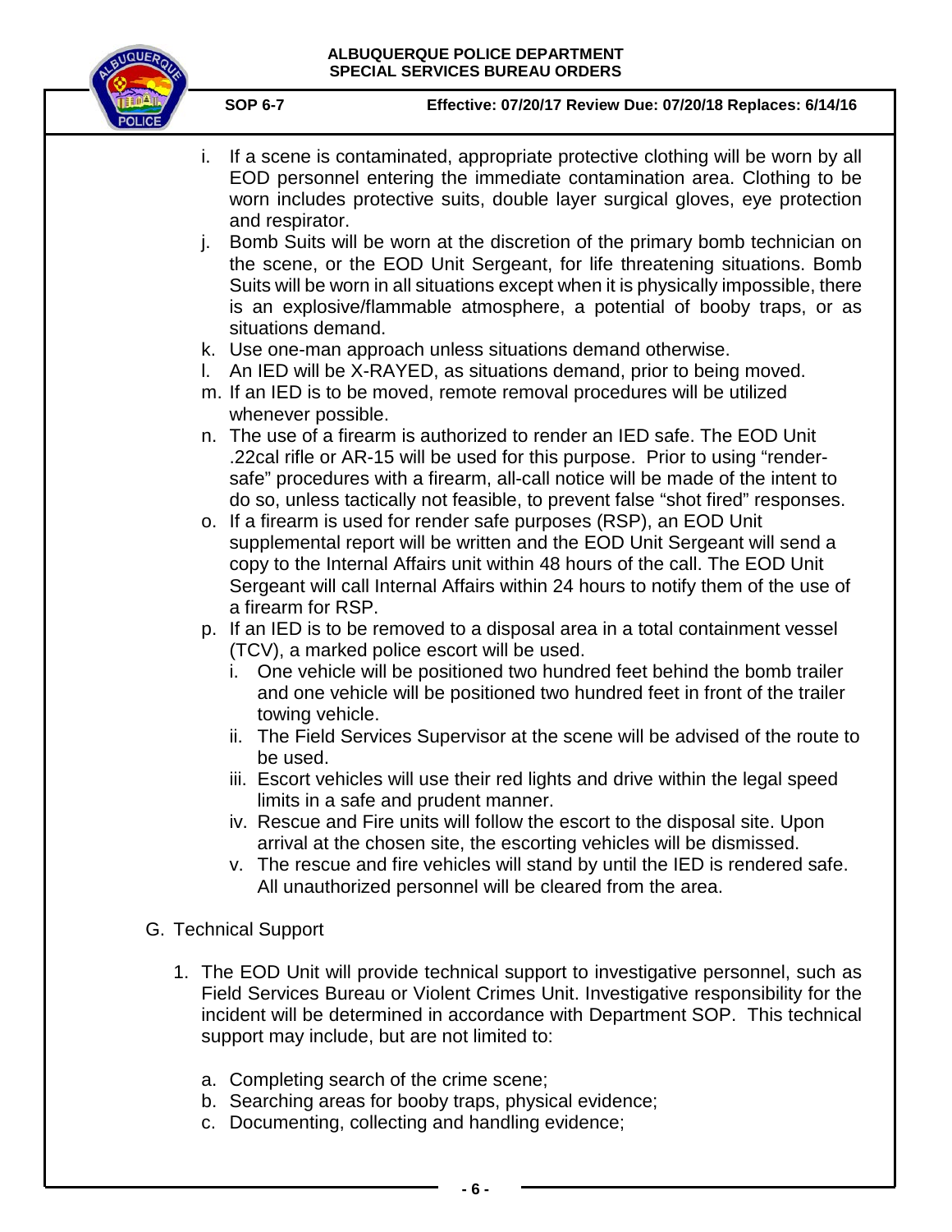i. If a scene is contaminated, appropriate protective clothing will be worn by all EOD personnel entering the immediate contamination area. Clothing to be worn includes protective suits, double layer surgical gloves, eye protection and respirator.

j. Bomb Suits will be worn at the discretion of the primary bomb technician on the scene, or the EOD Unit Sergeant, for life threatening situations. Bomb Suits will be worn in all situations except when it is physically impossible, there is an explosive/flammable atmosphere, a potential of booby traps, or as situations demand.

k. Use one-man approach unless situations demand otherwise.

l. An IED will be X-RAYED, as situations demand, prior to being moved.

m. If an IED is to be moved, remote removal procedures will be utilized whenever possible.

n. The use of a firearm is authorized to render an IED safe. The EOD Unit .22cal rifle or AR-15 will be used for this purpose. Prior to using "render-safe" procedures with a firearm, all-call notice will be made of the intent to do so, unless tactically not feasible, to prevent false "shot fired" responses.

o. If a firearm is used for render safe purposes (RSP), an EOD Unit supplemental report will be written and the EOD Unit Sergeant will send a copy to the Internal Affairs unit within 48 hours of the call. The EOD Unit Sergeant will call Internal Affairs within 24 hours to notify them of the use of a firearm for RSP.

p. If an IED is to be removed to a disposal area in a total containment vessel (TCV), a marked police escort will be used.

   i. One vehicle will be positioned two hundred feet behind the bomb trailer and one vehicle will be positioned two hundred feet in front of the trailer towing vehicle.

   ii. The Field Services Supervisor at the scene will be advised of the route to be used.

   iii. Escort vehicles will use their red lights and drive within the legal speed limits in a safe and prudent manner.

   iv. Rescue and Fire units will follow the escort to the disposal site. Upon arrival at the chosen site, the escorting vehicles will be dismissed.

   v. The rescue and fire vehicles will stand by until the IED is rendered safe. All unauthorized personnel will be cleared from the area.

G. Technical Support

1. The EOD Unit will provide technical support to investigative personnel, such as Field Services Bureau or Violent Crimes Unit. Investigative responsibility for the incident will be determined in accordance with Department SOP. This technical support may include, but are not limited to:

   a. Completing search of the crime scene;
   b. Searching areas for booby traps, physical evidence;
   c. Documenting, collecting and handling evidence;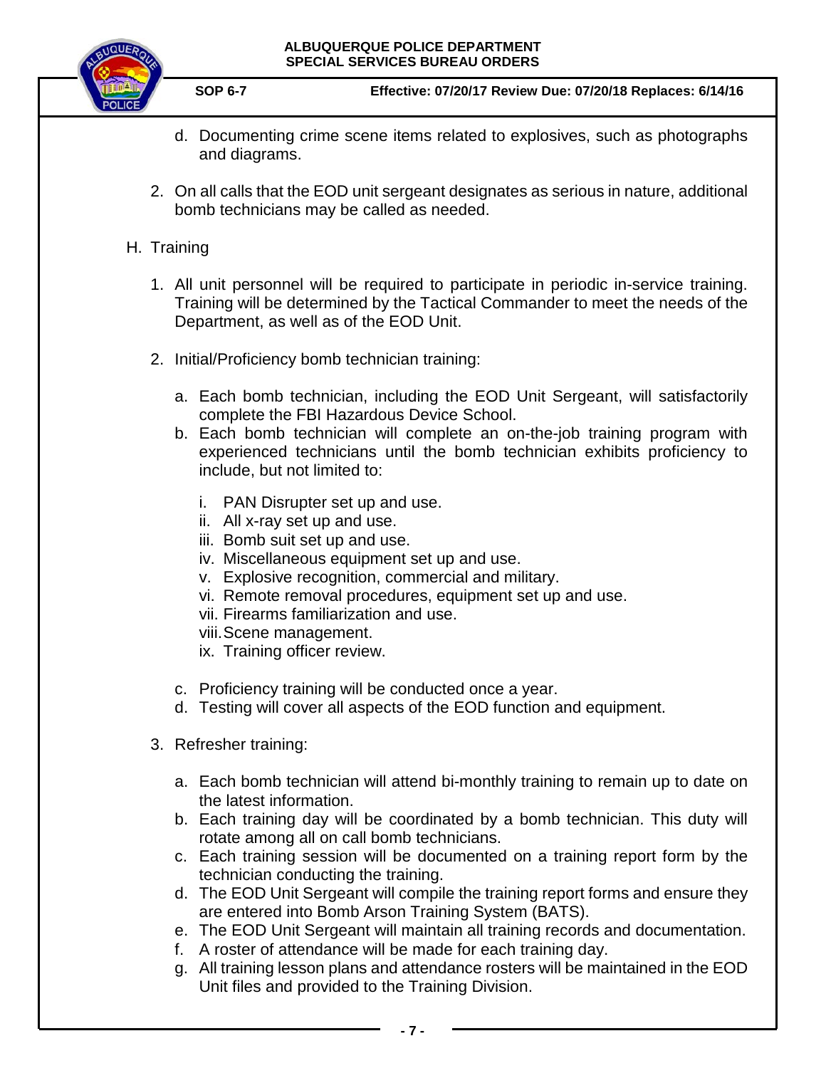d. Documenting crime scene items related to explosives, such as photographs and diagrams.

2. On all calls that the EOD unit sergeant designates as serious in nature, additional bomb technicians may be called as needed.

H. Training

1. All unit personnel will be required to participate in periodic in-service training. Training will be determined by the Tactical Commander to meet the needs of the Department, as well as of the EOD Unit.

2. Initial/Proficiency bomb technician training:

   a. Each bomb technician, including the EOD Unit Sergeant, will satisfactorily complete the FBI Hazardous Device School.
   b. Each bomb technician will complete an on-the-job training program with experienced technicians until the bomb technician exhibits proficiency to include, but not limited to:

      i. PAN Disrupter set up and use.
      ii. All x-ray set up and use.
      iii. Bomb suit set up and use.
      iv. Miscellaneous equipment set up and use.
      v. Explosive recognition, commercial and military.
      vi. Remote removal procedures, equipment set up and use.
      vii. Firearms familiarization and use.
      viii. Scene management.
      ix. Training officer review.

   c. Proficiency training will be conducted once a year.
   d. Testing will cover all aspects of the EOD function and equipment.

3. Refresher training:

   a. Each bomb technician will attend bi-monthly training to remain up to date on the latest information.
   b. Each training day will be coordinated by a bomb technician. This duty will rotate among all on call bomb technicians.
   c. Each training session will be documented on a training report form by the technician conducting the training.
   d. The EOD Unit Sergeant will compile the training report forms and ensure they are entered into Bomb Arson Training System (BATS).
   e. The EOD Unit Sergeant will maintain all training records and documentation.
   f. A roster of attendance will be made for each training day.
   g. All training lesson plans and attendance rosters will be maintained in the EOD Unit files and provided to the Training Division.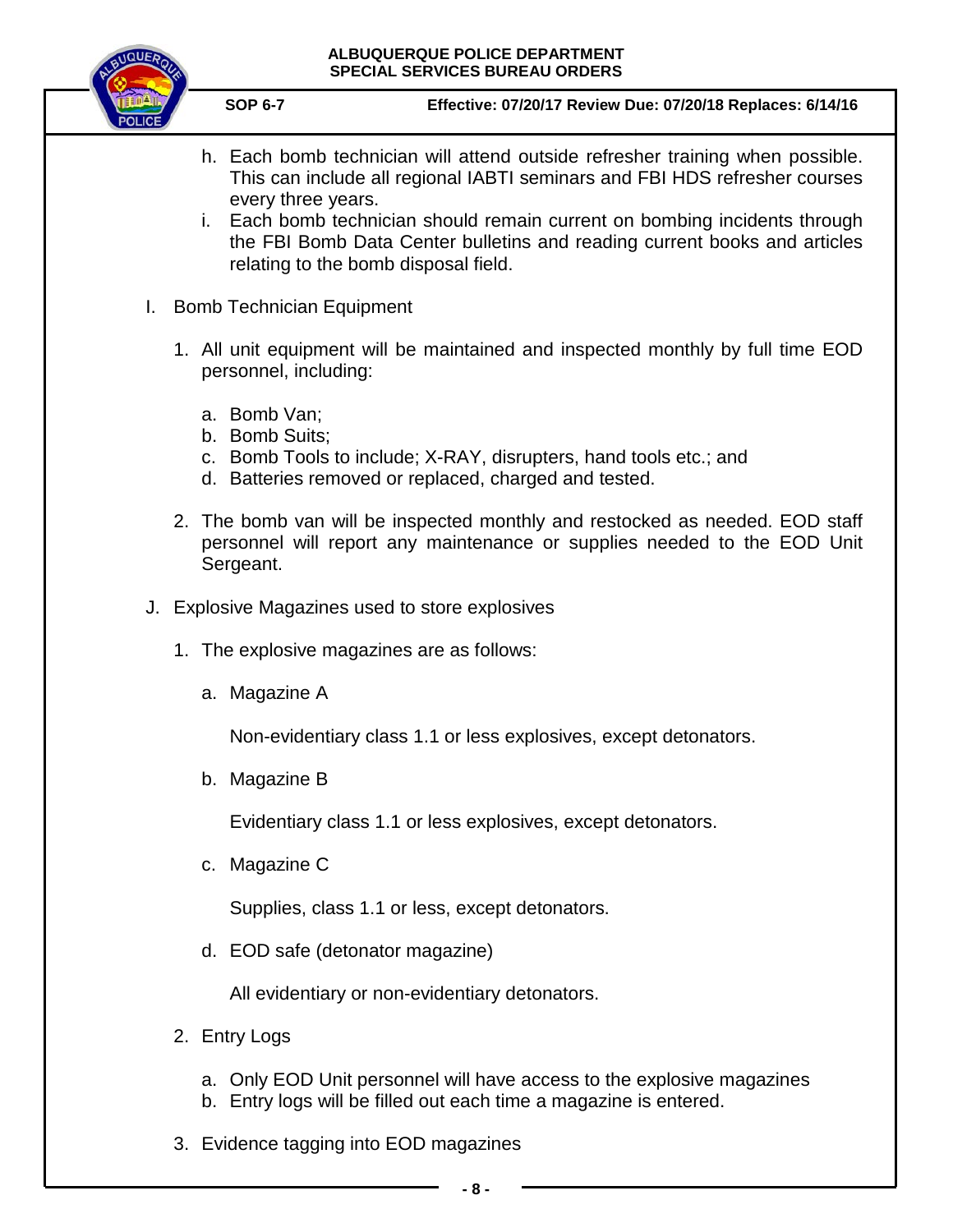h. Each bomb technician will attend outside refresher training when possible. This can include all regional IABTI seminars and FBI HDS refresher courses every three years.
i. Each bomb technician should remain current on bombing incidents through the FBI Bomb Data Center bulletins and reading current books and articles relating to the bomb disposal field.

I. Bomb Technician Equipment

1. All unit equipment will be maintained and inspected monthly by full time EOD personnel, including:

   a. Bomb Van;
   b. Bomb Suits;
   c. Bomb Tools to include; X-RAY, disrupters, hand tools etc.; and
   d. Batteries removed or replaced, charged and tested.

2. The bomb van will be inspected monthly and restocked as needed. EOD staff personnel will report any maintenance or supplies needed to the EOD Unit Sergeant.

J. Explosive Magazines used to store explosives

1. The explosive magazines are as follows:

   a. Magazine A

      Non-evidentiary class 1.1 or less explosives, except detonators.

   b. Magazine B

      Evidentiary class 1.1 or less explosives, except detonators.

   c. Magazine C

      Supplies, class 1.1 or less, except detonators.

   d. EOD safe (detonator magazine)

      All evidentiary or non-evidentiary detonators.

2. Entry Logs

   a. Only EOD Unit personnel will have access to the explosive magazines
   b. Entry logs will be filled out each time a magazine is entered.

3. Evidence tagging into EOD magazines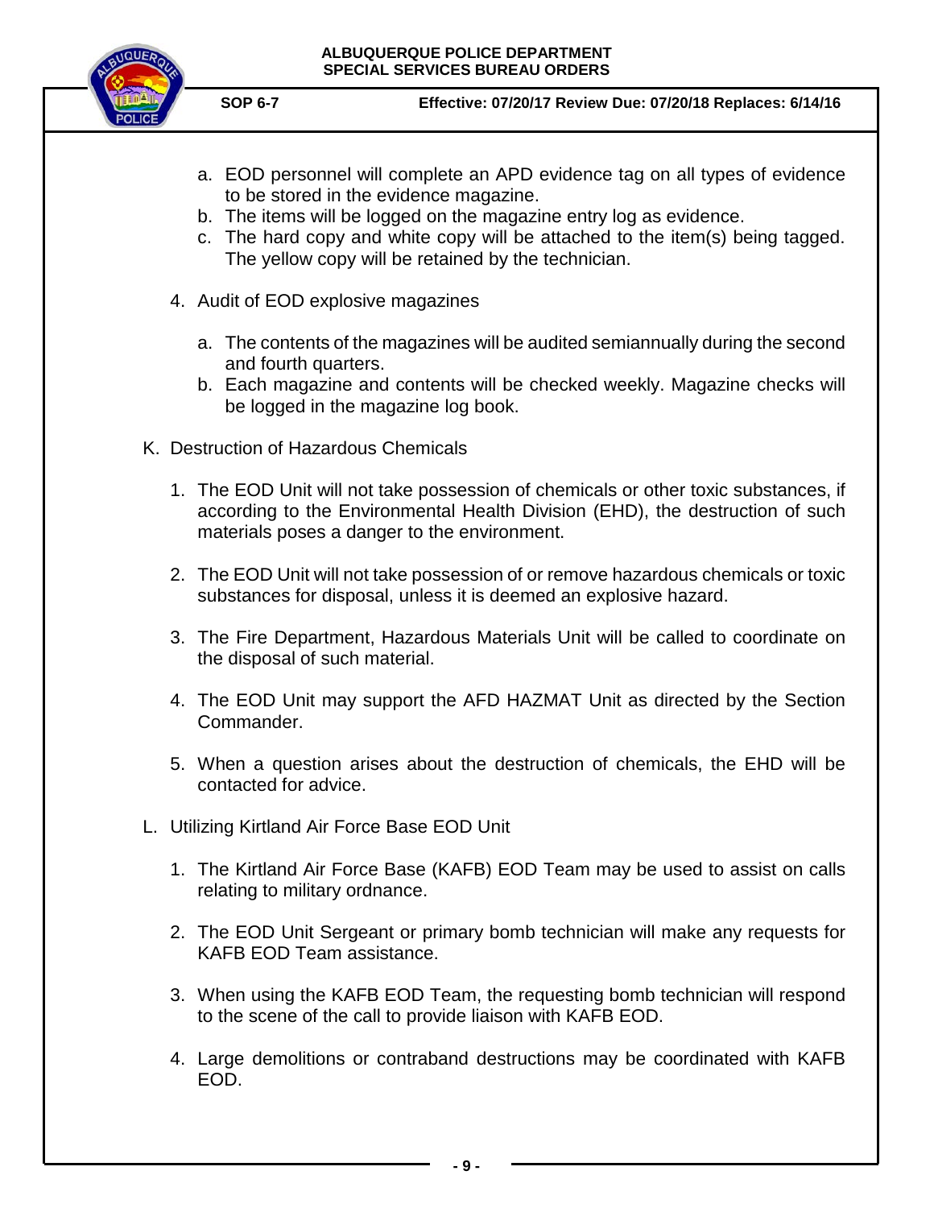a. EOD personnel will complete an APD evidence tag on all types of evidence to be stored in the evidence magazine.
b. The items will be logged on the magazine entry log as evidence.
c. The hard copy and white copy will be attached to the item(s) being tagged. The yellow copy will be retained by the technician.

4. Audit of EOD explosive magazines

   a. The contents of the magazines will be audited semiannually during the second and fourth quarters.
   b. Each magazine and contents will be checked weekly. Magazine checks will be logged in the magazine log book.

K. Destruction of Hazardous Chemicals

1. The EOD Unit will not take possession of chemicals or other toxic substances, if according to the Environmental Health Division (EHD), the destruction of such materials poses a danger to the environment.

2. The EOD Unit will not take possession of or remove hazardous chemicals or toxic substances for disposal, unless it is deemed an explosive hazard.

3. The Fire Department, Hazardous Materials Unit will be called to coordinate on the disposal of such material.

4. The EOD Unit may support the AFD HAZMAT Unit as directed by the Section Commander.

5. When a question arises about the destruction of chemicals, the EHD will be contacted for advice.

L. Utilizing Kirtland Air Force Base EOD Unit

1. The Kirtland Air Force Base (KAFB) EOD Team may be used to assist on calls relating to military ordnance.

2. The EOD Unit Sergeant or primary bomb technician will make any requests for KAFB EOD Team assistance.

3. When using the KAFB EOD Team, the requesting bomb technician will respond to the scene of the call to provide liaison with KAFB EOD.

4. Large demolitions or contraband destructions may be coordinated with KAFB EOD.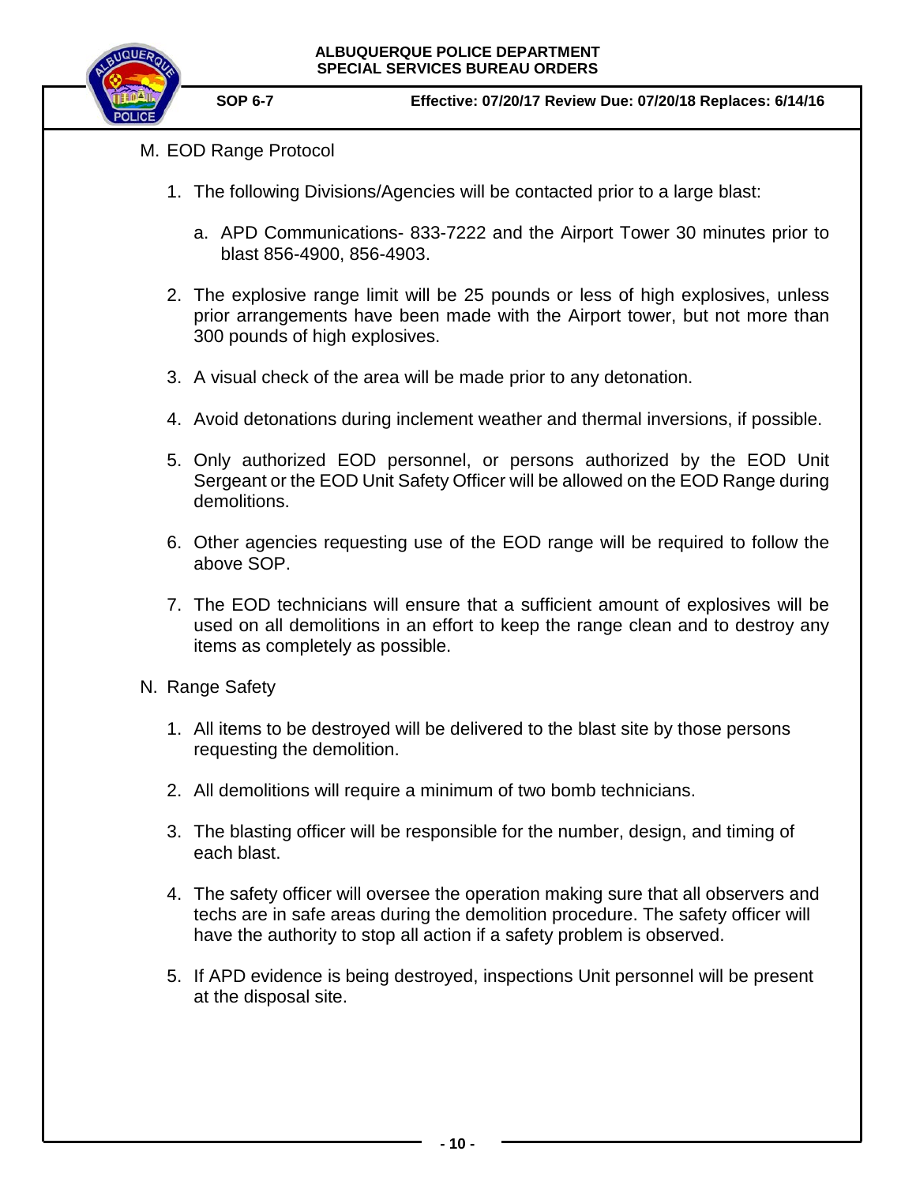M. EOD Range Protocol

1. The following Divisions/Agencies will be contacted prior to a large blast:

   a. APD Communications- 833-7222 and the Airport Tower 30 minutes prior to blast 856-4900, 856-4903.

2. The explosive range limit will be 25 pounds or less of high explosives, unless prior arrangements have been made with the Airport tower, but not more than 300 pounds of high explosives.

3. A visual check of the area will be made prior to any detonation.

4. Avoid detonations during inclement weather and thermal inversions, if possible.

5. Only authorized EOD personnel, or persons authorized by the EOD Unit Sergeant or the EOD Unit Safety Officer will be allowed on the EOD Range during demolitions.

6. Other agencies requesting use of the EOD range will be required to follow the above SOP.

7. The EOD technicians will ensure that a sufficient amount of explosives will be used on all demolitions in an effort to keep the range clean and to destroy any items as completely as possible.

N. Range Safety

1. All items to be destroyed will be delivered to the blast site by those persons requesting the demolition.

2. All demolitions will require a minimum of two bomb technicians.

3. The blasting officer will be responsible for the number, design, and timing of each blast.

4. The safety officer will oversee the operation making sure that all observers and techs are in safe areas during the demolition procedure. The safety officer will have the authority to stop all action if a safety problem is observed.

5. If APD evidence is being destroyed, inspections Unit personnel will be present at the disposal site.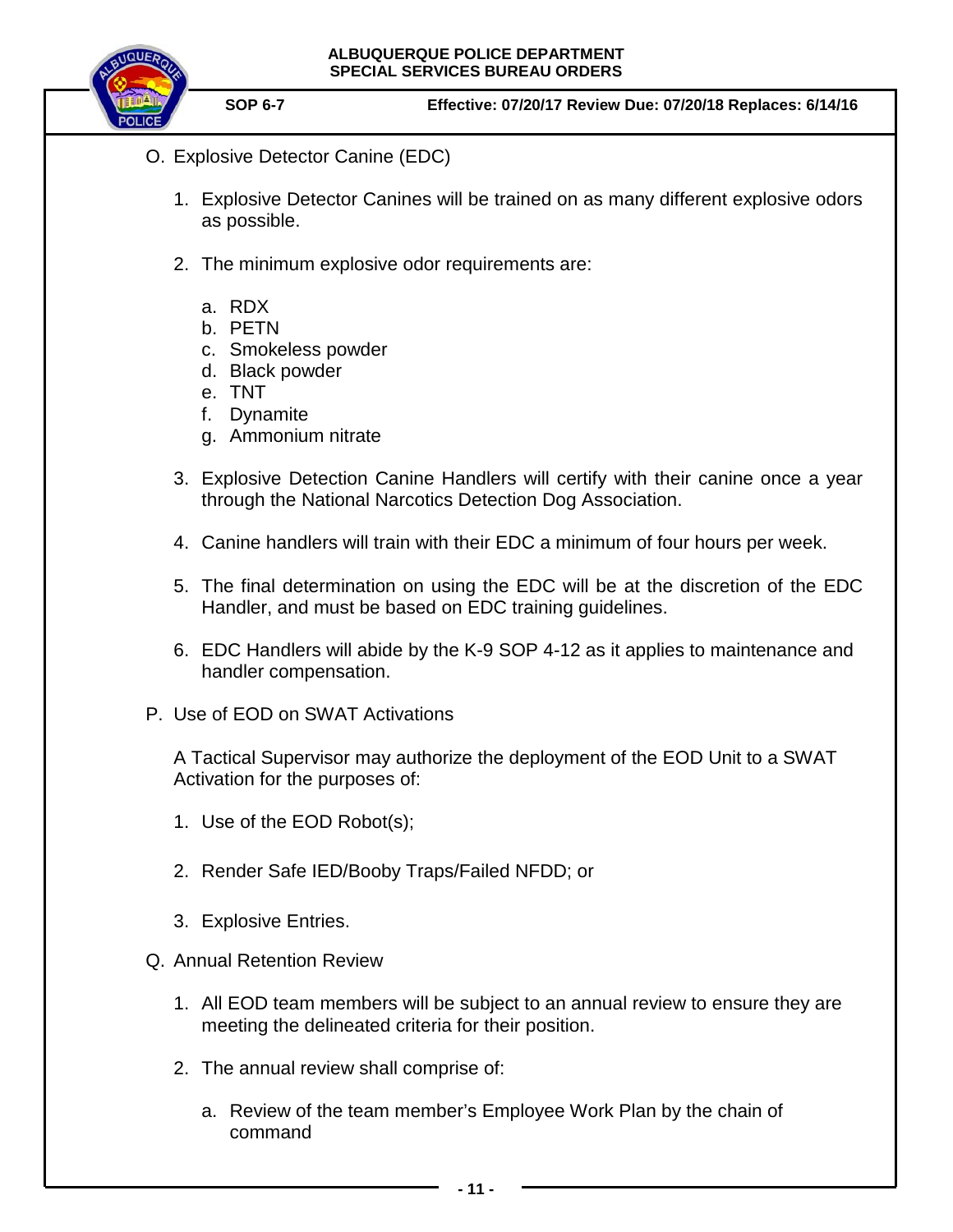O. Explosive Detector Canine (EDC)

1. Explosive Detector Canines will be trained on as many different explosive odors as possible.

2. The minimum explosive odor requirements are:

   a. RDX
   b. PETN
   c. Smokeless powder
   d. Black powder
   e. TNT
   f. Dynamite
   g. Ammonium nitrate

3. Explosive Detection Canine Handlers will certify with their canine once a year through the National Narcotics Detection Dog Association.

4. Canine handlers will train with their EDC a minimum of four hours per week.

5. The final determination on using the EDC will be at the discretion of the EDC Handler, and must be based on EDC training guidelines.

6. EDC Handlers will abide by the K-9 SOP 4-12 as it applies to maintenance and handler compensation.

P. Use of EOD on SWAT Activations

A Tactical Supervisor may authorize the deployment of the EOD Unit to a SWAT Activation for the purposes of:

1. Use of the EOD Robot(s);

2. Render Safe IED/Booby Traps/Failed NFDD; or

3. Explosive Entries.

Q. Annual Retention Review

1. All EOD team members will be subject to an annual review to ensure they are meeting the delineated criteria for their position.

2. The annual review shall comprise of:

   a. Review of the team member's Employee Work Plan by the chain of command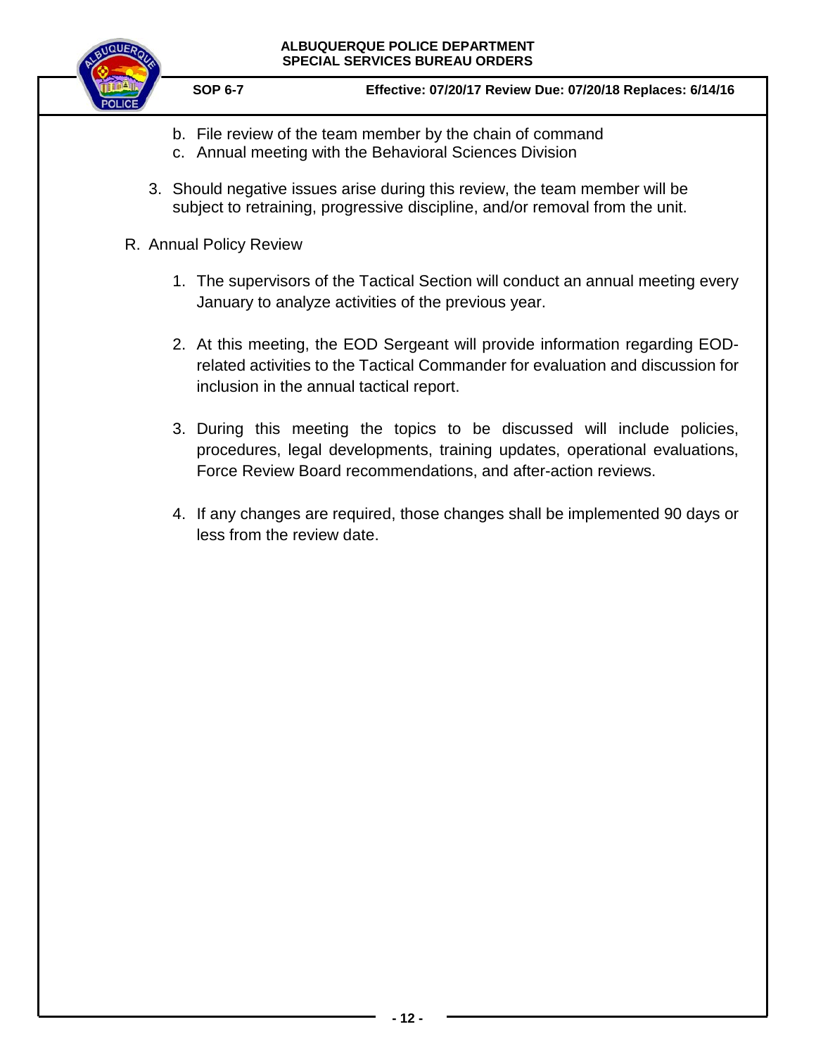b. File review of the team member by the chain of command
c. Annual meeting with the Behavioral Sciences Division

3. Should negative issues arise during this review, the team member will be subject to retraining, progressive discipline, and/or removal from the unit.

R. Annual Policy Review

1. The supervisors of the Tactical Section will conduct an annual meeting every January to analyze activities of the previous year.

2. At this meeting, the EOD Sergeant will provide information regarding EOD-related activities to the Tactical Commander for evaluation and discussion for inclusion in the annual tactical report.

3. During this meeting the topics to be discussed will include policies, procedures, legal developments, training updates, operational evaluations, Force Review Board recommendations, and after-action reviews.

4. If any changes are required, those changes shall be implemented 90 days or less from the review date.